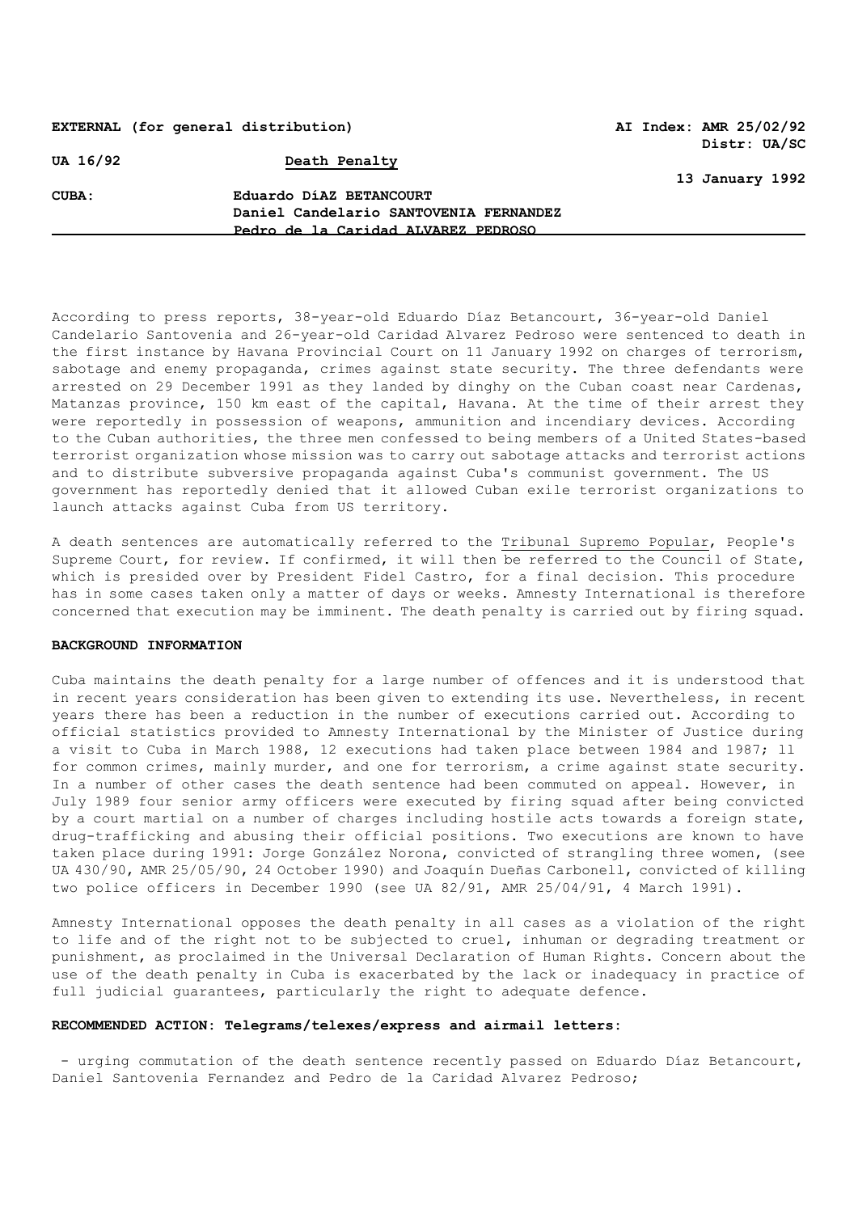**EXTERNAL (for general distribution)** **AI Index: AMR 25/02/92**
**Distr: UA/SC**

**UA 16/92** **Death Penalty**

**13 January 1992**

**CUBA:** **Eduardo DíAZ BETANCOURT**
**Daniel Candelario SANTOVENIA FERNANDEZ**
**Pedro de la Caridad ALVAREZ PEDROSO**

---

According to press reports, 38-year-old Eduardo Díaz Betancourt, 36-year-old Daniel Candelario Santovenia and 26-year-old Caridad Alvarez Pedroso were sentenced to death in the first instance by Havana Provincial Court on 11 January 1992 on charges of terrorism, sabotage and enemy propaganda, crimes against state security. The three defendants were arrested on 29 December 1991 as they landed by dinghy on the Cuban coast near Cardenas, Matanzas province, 150 km east of the capital, Havana. At the time of their arrest they were reportedly in possession of weapons, ammunition and incendiary devices. According to the Cuban authorities, the three men confessed to being members of a United States-based terrorist organization whose mission was to carry out sabotage attacks and terrorist actions and to distribute subversive propaganda against Cuba's communist government. The US government has reportedly denied that it allowed Cuban exile terrorist organizations to launch attacks against Cuba from US territory.

A death sentences are automatically referred to the Tribunal Supremo Popular, People's Supreme Court, for review. If confirmed, it will then be referred to the Council of State, which is presided over by President Fidel Castro, for a final decision. This procedure has in some cases taken only a matter of days or weeks. Amnesty International is therefore concerned that execution may be imminent. The death penalty is carried out by firing squad.

**BACKGROUND INFORMATION**

Cuba maintains the death penalty for a large number of offences and it is understood that in recent years consideration has been given to extending its use. Nevertheless, in recent years there has been a reduction in the number of executions carried out. According to official statistics provided to Amnesty International by the Minister of Justice during a visit to Cuba in March 1988, 12 executions had taken place between 1984 and 1987; 11 for common crimes, mainly murder, and one for terrorism, a crime against state security. In a number of other cases the death sentence had been commuted on appeal. However, in July 1989 four senior army officers were executed by firing squad after being convicted by a court martial on a number of charges including hostile acts towards a foreign state, drug-trafficking and abusing their official positions. Two executions are known to have taken place during 1991: Jorge González Norona, convicted of strangling three women, (see UA 430/90, AMR 25/05/90, 24 October 1990) and Joaquín Dueñas Carbonell, convicted of killing two police officers in December 1990 (see UA 82/91, AMR 25/04/91, 4 March 1991).

Amnesty International opposes the death penalty in all cases as a violation of the right to life and of the right not to be subjected to cruel, inhuman or degrading treatment or punishment, as proclaimed in the Universal Declaration of Human Rights. Concern about the use of the death penalty in Cuba is exacerbated by the lack or inadequacy in practice of full judicial guarantees, particularly the right to adequate defence.

**RECOMMENDED ACTION: Telegrams/telexes/express and airmail letters:**

- urging commutation of the death sentence recently passed on Eduardo Díaz Betancourt, Daniel Santovenia Fernandez and Pedro de la Caridad Alvarez Pedroso;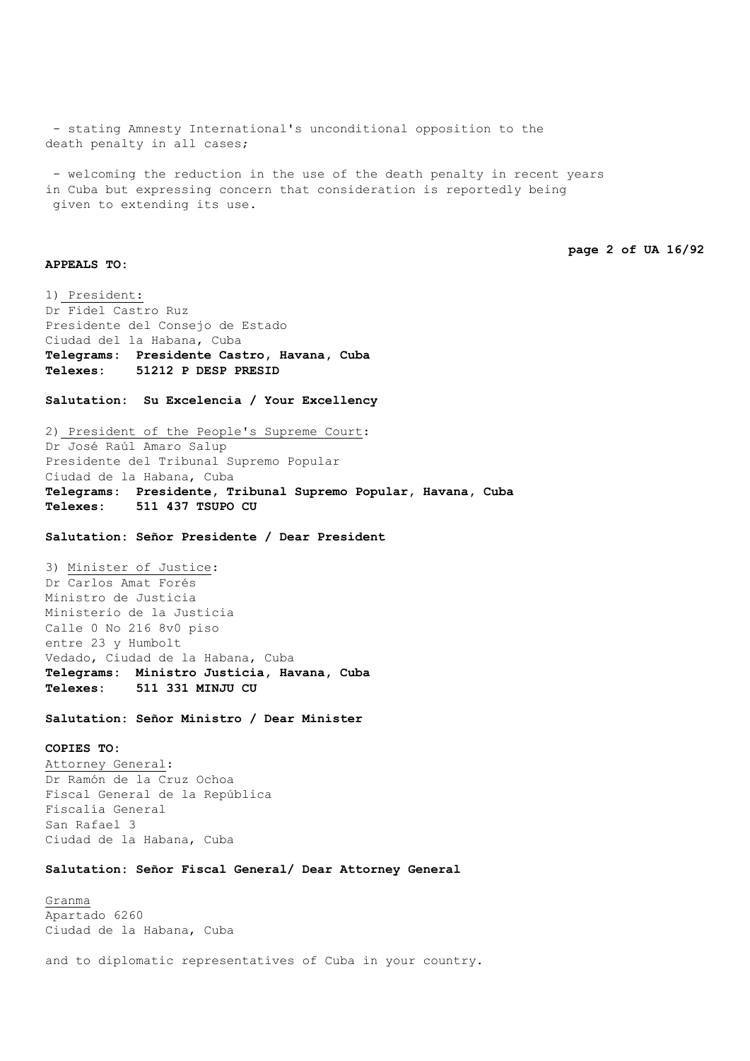- stating Amnesty International's unconditional opposition to the death penalty in all cases;

- welcoming the reduction in the use of the death penalty in recent years in Cuba but expressing concern that consideration is reportedly being given to extending its use.

**APPEALS TO:**

1) President:
Dr Fidel Castro Ruz
Presidente del Consejo de Estado
Ciudad del la Habana, Cuba
**Telegrams: Presidente Castro, Havana, Cuba**
**Telexes: 51212 P DESP PRESID**

**Salutation: Su Excelencia / Your Excellency**

2) President of the People's Supreme Court:
Dr José Raúl Amaro Salup
Presidente del Tribunal Supremo Popular
Ciudad de la Habana, Cuba
**Telegrams: Presidente, Tribunal Supremo Popular, Havana, Cuba**
**Telexes: 511 437 TSUPO CU**

**Salutation: Señor Presidente / Dear President**

3) Minister of Justice:
Dr Carlos Amat Forés
Ministro de Justicia
Ministerio de la Justicia
Calle 0 No 216 8v0 piso
entre 23 y Humbolt
Vedado, Ciudad de la Habana, Cuba
**Telegrams: Ministro Justicia, Havana, Cuba**
**Telexes: 511 331 MINJU CU**

**Salutation: Señor Ministro / Dear Minister**

**COPIES TO:**

Attorney General:
Dr Ramón de la Cruz Ochoa
Fiscal General de la República
Fiscalía General
San Rafael 3
Ciudad de la Habana, Cuba

**Salutation: Señor Fiscal General/ Dear Attorney General**

Granma
Apartado 6260
Ciudad de la Habana, Cuba

and to diplomatic representatives of Cuba in your country.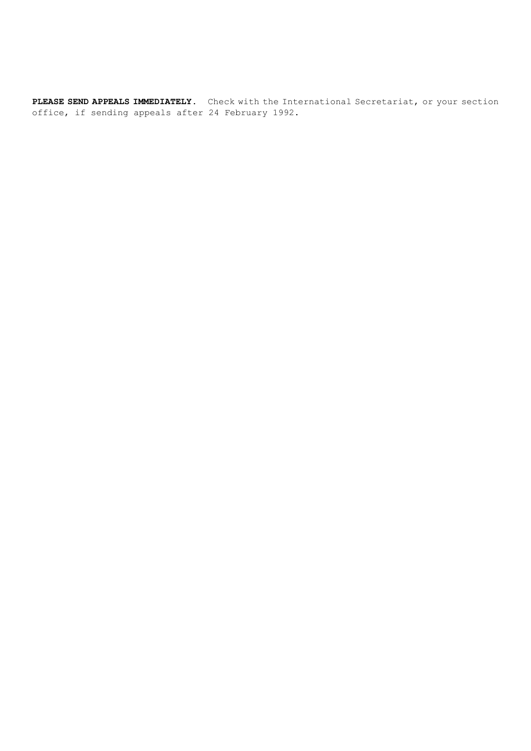**PLEASE SEND APPEALS IMMEDIATELY.** Check with the International Secretariat, or your section office, if sending appeals after 24 February 1992.